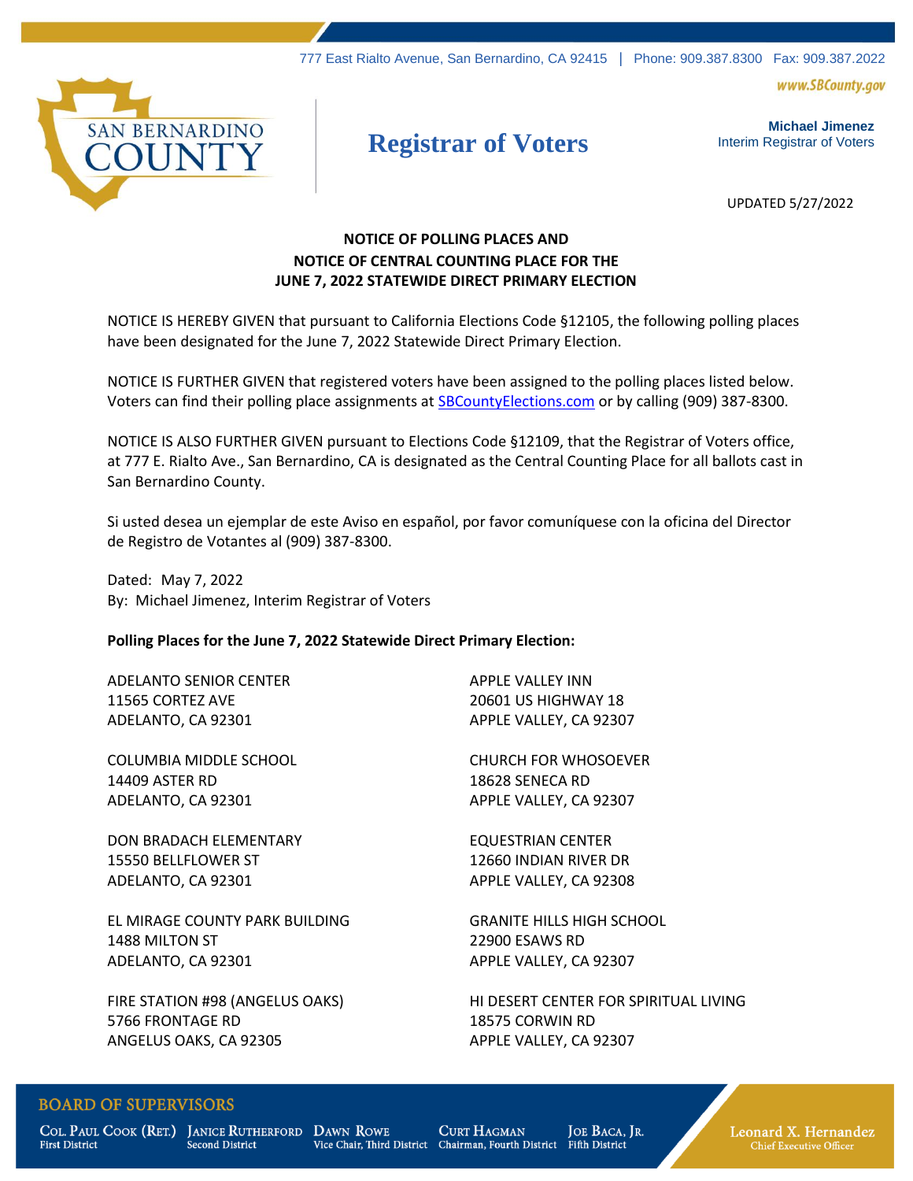777 East Rialto Avenue, San Bernardino, CA 92415 | Phone: 909.387.8300 Fax: 909.387.2022

www.SBCounty.gov

SAN BERNARDINO COUNTY

# Registrar of Voters

**Michael Jimenez**
Interim Registrar of Voters

UPDATED 5/27/2022

**NOTICE OF POLLING PLACES AND**
**NOTICE OF CENTRAL COUNTING PLACE FOR THE**
**JUNE 7, 2022 STATEWIDE DIRECT PRIMARY ELECTION**

NOTICE IS HEREBY GIVEN that pursuant to California Elections Code §12105, the following polling places have been designated for the June 7, 2022 Statewide Direct Primary Election.

NOTICE IS FURTHER GIVEN that registered voters have been assigned to the polling places listed below. Voters can find their polling place assignments at SBCountyElections.com or by calling (909) 387-8300.

NOTICE IS ALSO FURTHER GIVEN pursuant to Elections Code §12109, that the Registrar of Voters office, at 777 E. Rialto Ave., San Bernardino, CA is designated as the Central Counting Place for all ballots cast in San Bernardino County.

Si usted desea un ejemplar de este Aviso en español, por favor comuníquese con la oficina del Director de Registro de Votantes al (909) 387-8300.

Dated: May 7, 2022
By: Michael Jimenez, Interim Registrar of Voters

**Polling Places for the June 7, 2022 Statewide Direct Primary Election:**

ADELANTO SENIOR CENTER
11565 CORTEZ AVE
ADELANTO, CA 92301

COLUMBIA MIDDLE SCHOOL
14409 ASTER RD
ADELANTO, CA 92301

DON BRADACH ELEMENTARY
15550 BELLFLOWER ST
ADELANTO, CA 92301

EL MIRAGE COUNTY PARK BUILDING
1488 MILTON ST
ADELANTO, CA 92301

FIRE STATION #98 (ANGELUS OAKS)
5766 FRONTAGE RD
ANGELUS OAKS, CA 92305

APPLE VALLEY INN
20601 US HIGHWAY 18
APPLE VALLEY, CA 92307

CHURCH FOR WHOSOEVER
18628 SENECA RD
APPLE VALLEY, CA 92307

EQUESTRIAN CENTER
12660 INDIAN RIVER DR
APPLE VALLEY, CA 92308

GRANITE HILLS HIGH SCHOOL
22900 ESAWS RD
APPLE VALLEY, CA 92307

HI DESERT CENTER FOR SPIRITUAL LIVING
18575 CORWIN RD
APPLE VALLEY, CA 92307

BOARD OF SUPERVISORS

Col. Paul Cook (Ret.), First District | Janice Rutherford, Second District | Dawn Rowe, Vice Chair, Third District | Curt Hagman, Chairman, Fourth District | Joe Baca, Jr., Fifth District

Leonard X. Hernandez, Chief Executive Officer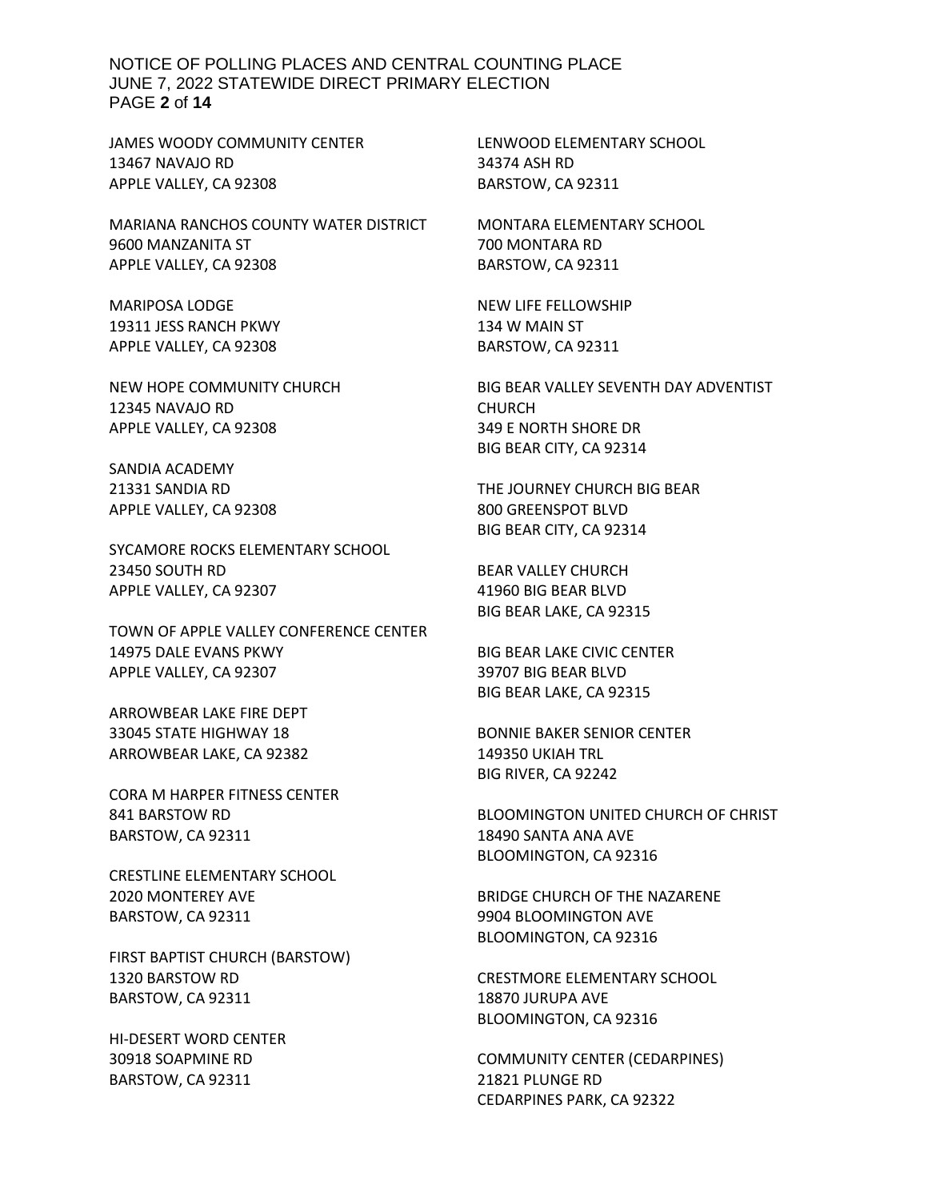JAMES WOODY COMMUNITY CENTER
13467 NAVAJO RD
APPLE VALLEY, CA 92308

MARIANA RANCHOS COUNTY WATER DISTRICT
9600 MANZANITA ST
APPLE VALLEY, CA 92308

MARIPOSA LODGE
19311 JESS RANCH PKWY
APPLE VALLEY, CA 92308

NEW HOPE COMMUNITY CHURCH
12345 NAVAJO RD
APPLE VALLEY, CA 92308

SANDIA ACADEMY
21331 SANDIA RD
APPLE VALLEY, CA 92308

SYCAMORE ROCKS ELEMENTARY SCHOOL
23450 SOUTH RD
APPLE VALLEY, CA 92307

TOWN OF APPLE VALLEY CONFERENCE CENTER
14975 DALE EVANS PKWY
APPLE VALLEY, CA 92307

ARROWBEAR LAKE FIRE DEPT
33045 STATE HIGHWAY 18
ARROWBEAR LAKE, CA 92382

CORA M HARPER FITNESS CENTER
841 BARSTOW RD
BARSTOW, CA 92311

CRESTLINE ELEMENTARY SCHOOL
2020 MONTEREY AVE
BARSTOW, CA 92311

FIRST BAPTIST CHURCH (BARSTOW)
1320 BARSTOW RD
BARSTOW, CA 92311

HI-DESERT WORD CENTER
30918 SOAPMINE RD
BARSTOW, CA 92311

LENWOOD ELEMENTARY SCHOOL
34374 ASH RD
BARSTOW, CA 92311

MONTARA ELEMENTARY SCHOOL
700 MONTARA RD
BARSTOW, CA 92311

NEW LIFE FELLOWSHIP
134 W MAIN ST
BARSTOW, CA 92311

BIG BEAR VALLEY SEVENTH DAY ADVENTIST CHURCH
349 E NORTH SHORE DR
BIG BEAR CITY, CA 92314

THE JOURNEY CHURCH BIG BEAR
800 GREENSPOT BLVD
BIG BEAR CITY, CA 92314

BEAR VALLEY CHURCH
41960 BIG BEAR BLVD
BIG BEAR LAKE, CA 92315

BIG BEAR LAKE CIVIC CENTER
39707 BIG BEAR BLVD
BIG BEAR LAKE, CA 92315

BONNIE BAKER SENIOR CENTER
149350 UKIAH TRL
BIG RIVER, CA 92242

BLOOMINGTON UNITED CHURCH OF CHRIST
18490 SANTA ANA AVE
BLOOMINGTON, CA 92316

BRIDGE CHURCH OF THE NAZARENE
9904 BLOOMINGTON AVE
BLOOMINGTON, CA 92316

CRESTMORE ELEMENTARY SCHOOL
18870 JURUPA AVE
BLOOMINGTON, CA 92316

COMMUNITY CENTER (CEDARPINES)
21821 PLUNGE RD
CEDARPINES PARK, CA 92322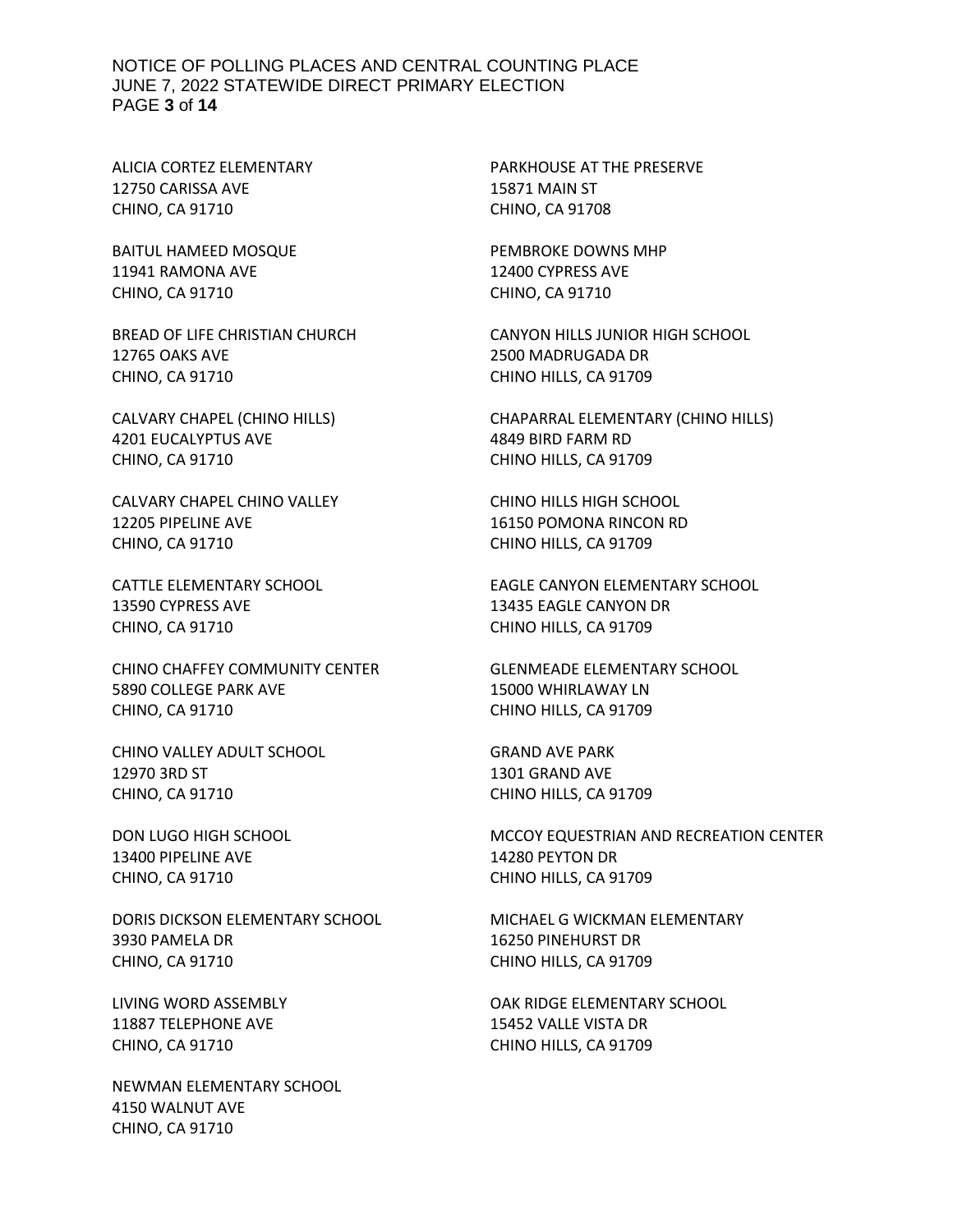ALICIA CORTEZ ELEMENTARY
12750 CARISSA AVE
CHINO, CA 91710

BAITUL HAMEED MOSQUE
11941 RAMONA AVE
CHINO, CA 91710

BREAD OF LIFE CHRISTIAN CHURCH
12765 OAKS AVE
CHINO, CA 91710

CALVARY CHAPEL (CHINO HILLS)
4201 EUCALYPTUS AVE
CHINO, CA 91710

CALVARY CHAPEL CHINO VALLEY
12205 PIPELINE AVE
CHINO, CA 91710

CATTLE ELEMENTARY SCHOOL
13590 CYPRESS AVE
CHINO, CA 91710

CHINO CHAFFEY COMMUNITY CENTER
5890 COLLEGE PARK AVE
CHINO, CA 91710

CHINO VALLEY ADULT SCHOOL
12970 3RD ST
CHINO, CA 91710

DON LUGO HIGH SCHOOL
13400 PIPELINE AVE
CHINO, CA 91710

DORIS DICKSON ELEMENTARY SCHOOL
3930 PAMELA DR
CHINO, CA 91710

LIVING WORD ASSEMBLY
11887 TELEPHONE AVE
CHINO, CA 91710

NEWMAN ELEMENTARY SCHOOL
4150 WALNUT AVE
CHINO, CA 91710

PARKHOUSE AT THE PRESERVE
15871 MAIN ST
CHINO, CA 91708

PEMBROKE DOWNS MHP
12400 CYPRESS AVE
CHINO, CA 91710

CANYON HILLS JUNIOR HIGH SCHOOL
2500 MADRUGADA DR
CHINO HILLS, CA 91709

CHAPARRAL ELEMENTARY (CHINO HILLS)
4849 BIRD FARM RD
CHINO HILLS, CA 91709

CHINO HILLS HIGH SCHOOL
16150 POMONA RINCON RD
CHINO HILLS, CA 91709

EAGLE CANYON ELEMENTARY SCHOOL
13435 EAGLE CANYON DR
CHINO HILLS, CA 91709

GLENMEADE ELEMENTARY SCHOOL
15000 WHIRLAWAY LN
CHINO HILLS, CA 91709

GRAND AVE PARK
1301 GRAND AVE
CHINO HILLS, CA 91709

MCCOY EQUESTRIAN AND RECREATION CENTER
14280 PEYTON DR
CHINO HILLS, CA 91709

MICHAEL G WICKMAN ELEMENTARY
16250 PINEHURST DR
CHINO HILLS, CA 91709

OAK RIDGE ELEMENTARY SCHOOL
15452 VALLE VISTA DR
CHINO HILLS, CA 91709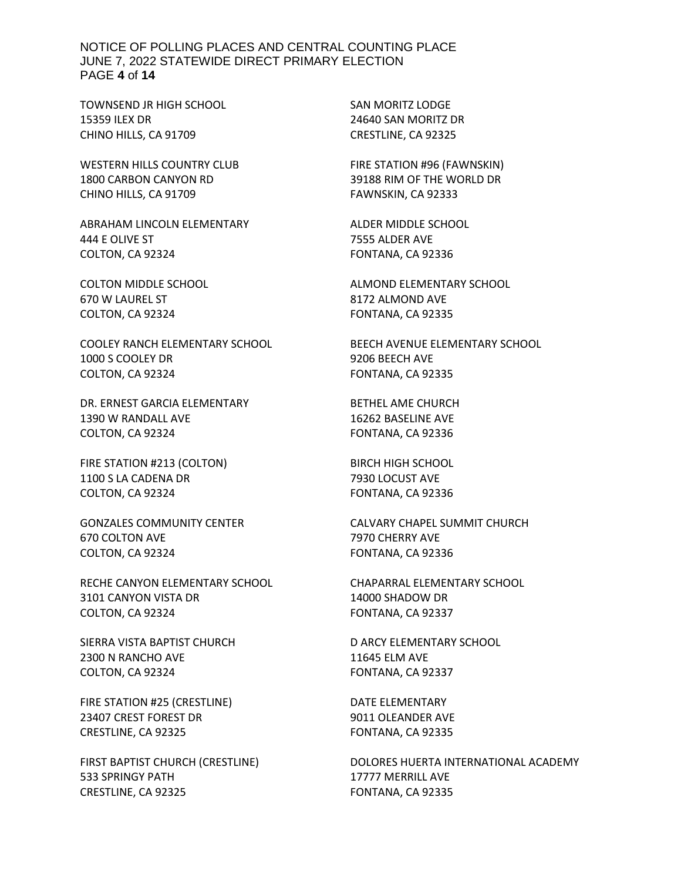TOWNSEND JR HIGH SCHOOL
15359 ILEX DR
CHINO HILLS, CA 91709

WESTERN HILLS COUNTRY CLUB
1800 CARBON CANYON RD
CHINO HILLS, CA 91709

ABRAHAM LINCOLN ELEMENTARY
444 E OLIVE ST
COLTON, CA 92324

COLTON MIDDLE SCHOOL
670 W LAUREL ST
COLTON, CA 92324

COOLEY RANCH ELEMENTARY SCHOOL
1000 S COOLEY DR
COLTON, CA 92324

DR. ERNEST GARCIA ELEMENTARY
1390 W RANDALL AVE
COLTON, CA 92324

FIRE STATION #213 (COLTON)
1100 S LA CADENA DR
COLTON, CA 92324

GONZALES COMMUNITY CENTER
670 COLTON AVE
COLTON, CA 92324

RECHE CANYON ELEMENTARY SCHOOL
3101 CANYON VISTA DR
COLTON, CA 92324

SIERRA VISTA BAPTIST CHURCH
2300 N RANCHO AVE
COLTON, CA 92324

FIRE STATION #25 (CRESTLINE)
23407 CREST FOREST DR
CRESTLINE, CA 92325

FIRST BAPTIST CHURCH (CRESTLINE)
533 SPRINGY PATH
CRESTLINE, CA 92325

SAN MORITZ LODGE
24640 SAN MORITZ DR
CRESTLINE, CA 92325

FIRE STATION #96 (FAWNSKIN)
39188 RIM OF THE WORLD DR
FAWNSKIN, CA 92333

ALDER MIDDLE SCHOOL
7555 ALDER AVE
FONTANA, CA 92336

ALMOND ELEMENTARY SCHOOL
8172 ALMOND AVE
FONTANA, CA 92335

BEECH AVENUE ELEMENTARY SCHOOL
9206 BEECH AVE
FONTANA, CA 92335

BETHEL AME CHURCH
16262 BASELINE AVE
FONTANA, CA 92336

BIRCH HIGH SCHOOL
7930 LOCUST AVE
FONTANA, CA 92336

CALVARY CHAPEL SUMMIT CHURCH
7970 CHERRY AVE
FONTANA, CA 92336

CHAPARRAL ELEMENTARY SCHOOL
14000 SHADOW DR
FONTANA, CA 92337

D ARCY ELEMENTARY SCHOOL
11645 ELM AVE
FONTANA, CA 92337

DATE ELEMENTARY
9011 OLEANDER AVE
FONTANA, CA 92335

DOLORES HUERTA INTERNATIONAL ACADEMY
17777 MERRILL AVE
FONTANA, CA 92335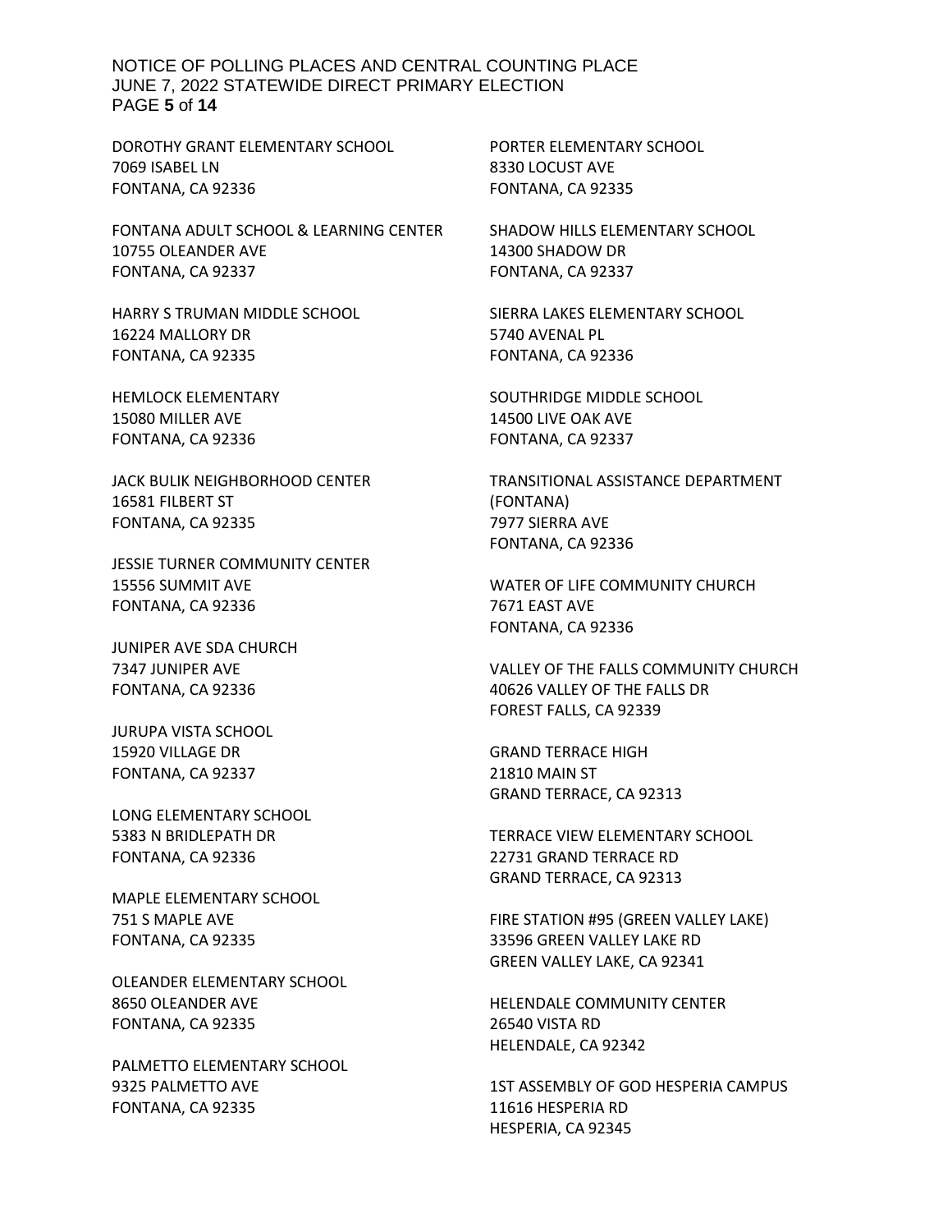DOROTHY GRANT ELEMENTARY SCHOOL
7069 ISABEL LN
FONTANA, CA 92336

FONTANA ADULT SCHOOL & LEARNING CENTER
10755 OLEANDER AVE
FONTANA, CA 92337

HARRY S TRUMAN MIDDLE SCHOOL
16224 MALLORY DR
FONTANA, CA 92335

HEMLOCK ELEMENTARY
15080 MILLER AVE
FONTANA, CA 92336

JACK BULIK NEIGHBORHOOD CENTER
16581 FILBERT ST
FONTANA, CA 92335

JESSIE TURNER COMMUNITY CENTER
15556 SUMMIT AVE
FONTANA, CA 92336

JUNIPER AVE SDA CHURCH
7347 JUNIPER AVE
FONTANA, CA 92336

JURUPA VISTA SCHOOL
15920 VILLAGE DR
FONTANA, CA 92337

LONG ELEMENTARY SCHOOL
5383 N BRIDLEPATH DR
FONTANA, CA 92336

MAPLE ELEMENTARY SCHOOL
751 S MAPLE AVE
FONTANA, CA 92335

OLEANDER ELEMENTARY SCHOOL
8650 OLEANDER AVE
FONTANA, CA 92335

PALMETTO ELEMENTARY SCHOOL
9325 PALMETTO AVE
FONTANA, CA 92335

PORTER ELEMENTARY SCHOOL
8330 LOCUST AVE
FONTANA, CA 92335

SHADOW HILLS ELEMENTARY SCHOOL
14300 SHADOW DR
FONTANA, CA 92337

SIERRA LAKES ELEMENTARY SCHOOL
5740 AVENAL PL
FONTANA, CA 92336

SOUTHRIDGE MIDDLE SCHOOL
14500 LIVE OAK AVE
FONTANA, CA 92337

TRANSITIONAL ASSISTANCE DEPARTMENT (FONTANA)
7977 SIERRA AVE
FONTANA, CA 92336

WATER OF LIFE COMMUNITY CHURCH
7671 EAST AVE
FONTANA, CA 92336

VALLEY OF THE FALLS COMMUNITY CHURCH
40626 VALLEY OF THE FALLS DR
FOREST FALLS, CA 92339

GRAND TERRACE HIGH
21810 MAIN ST
GRAND TERRACE, CA 92313

TERRACE VIEW ELEMENTARY SCHOOL
22731 GRAND TERRACE RD
GRAND TERRACE, CA 92313

FIRE STATION #95 (GREEN VALLEY LAKE)
33596 GREEN VALLEY LAKE RD
GREEN VALLEY LAKE, CA 92341

HELENDALE COMMUNITY CENTER
26540 VISTA RD
HELENDALE, CA 92342

1ST ASSEMBLY OF GOD HESPERIA CAMPUS
11616 HESPERIA RD
HESPERIA, CA 92345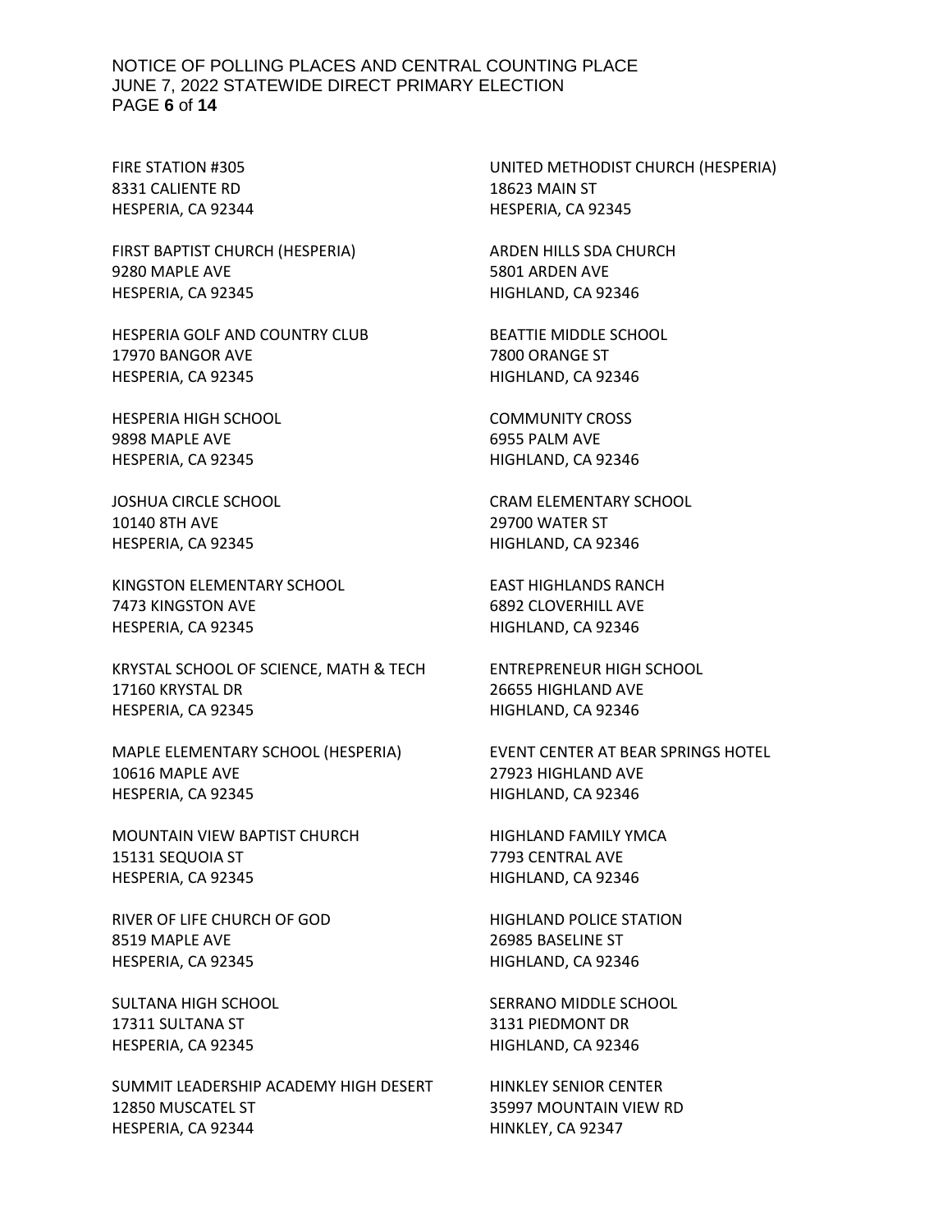FIRE STATION #305
8331 CALIENTE RD
HESPERIA, CA 92344

FIRST BAPTIST CHURCH (HESPERIA)
9280 MAPLE AVE
HESPERIA, CA 92345

HESPERIA GOLF AND COUNTRY CLUB
17970 BANGOR AVE
HESPERIA, CA 92345

HESPERIA HIGH SCHOOL
9898 MAPLE AVE
HESPERIA, CA 92345

JOSHUA CIRCLE SCHOOL
10140 8TH AVE
HESPERIA, CA 92345

KINGSTON ELEMENTARY SCHOOL
7473 KINGSTON AVE
HESPERIA, CA 92345

KRYSTAL SCHOOL OF SCIENCE, MATH & TECH
17160 KRYSTAL DR
HESPERIA, CA 92345

MAPLE ELEMENTARY SCHOOL (HESPERIA)
10616 MAPLE AVE
HESPERIA, CA 92345

MOUNTAIN VIEW BAPTIST CHURCH
15131 SEQUOIA ST
HESPERIA, CA 92345

RIVER OF LIFE CHURCH OF GOD
8519 MAPLE AVE
HESPERIA, CA 92345

SULTANA HIGH SCHOOL
17311 SULTANA ST
HESPERIA, CA 92345

SUMMIT LEADERSHIP ACADEMY HIGH DESERT
12850 MUSCATEL ST
HESPERIA, CA 92344

UNITED METHODIST CHURCH (HESPERIA)
18623 MAIN ST
HESPERIA, CA 92345

ARDEN HILLS SDA CHURCH
5801 ARDEN AVE
HIGHLAND, CA 92346

BEATTIE MIDDLE SCHOOL
7800 ORANGE ST
HIGHLAND, CA 92346

COMMUNITY CROSS
6955 PALM AVE
HIGHLAND, CA 92346

CRAM ELEMENTARY SCHOOL
29700 WATER ST
HIGHLAND, CA 92346

EAST HIGHLANDS RANCH
6892 CLOVERHILL AVE
HIGHLAND, CA 92346

ENTREPRENEUR HIGH SCHOOL
26655 HIGHLAND AVE
HIGHLAND, CA 92346

EVENT CENTER AT BEAR SPRINGS HOTEL
27923 HIGHLAND AVE
HIGHLAND, CA 92346

HIGHLAND FAMILY YMCA
7793 CENTRAL AVE
HIGHLAND, CA 92346

HIGHLAND POLICE STATION
26985 BASELINE ST
HIGHLAND, CA 92346

SERRANO MIDDLE SCHOOL
3131 PIEDMONT DR
HIGHLAND, CA 92346

HINKLEY SENIOR CENTER
35997 MOUNTAIN VIEW RD
HINKLEY, CA 92347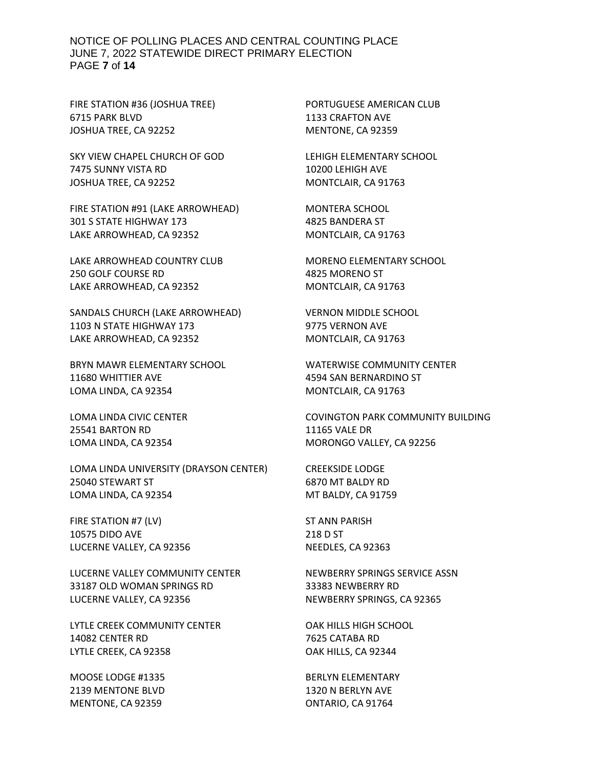FIRE STATION #36 (JOSHUA TREE)
6715 PARK BLVD
JOSHUA TREE, CA 92252

SKY VIEW CHAPEL CHURCH OF GOD
7475 SUNNY VISTA RD
JOSHUA TREE, CA 92252

FIRE STATION #91 (LAKE ARROWHEAD)
301 S STATE HIGHWAY 173
LAKE ARROWHEAD, CA 92352

LAKE ARROWHEAD COUNTRY CLUB
250 GOLF COURSE RD
LAKE ARROWHEAD, CA 92352

SANDALS CHURCH (LAKE ARROWHEAD)
1103 N STATE HIGHWAY 173
LAKE ARROWHEAD, CA 92352

BRYN MAWR ELEMENTARY SCHOOL
11680 WHITTIER AVE
LOMA LINDA, CA 92354

LOMA LINDA CIVIC CENTER
25541 BARTON RD
LOMA LINDA, CA 92354

LOMA LINDA UNIVERSITY (DRAYSON CENTER)
25040 STEWART ST
LOMA LINDA, CA 92354

FIRE STATION #7 (LV)
10575 DIDO AVE
LUCERNE VALLEY, CA 92356

LUCERNE VALLEY COMMUNITY CENTER
33187 OLD WOMAN SPRINGS RD
LUCERNE VALLEY, CA 92356

LYTLE CREEK COMMUNITY CENTER
14082 CENTER RD
LYTLE CREEK, CA 92358

MOOSE LODGE #1335
2139 MENTONE BLVD
MENTONE, CA 92359

PORTUGUESE AMERICAN CLUB
1133 CRAFTON AVE
MENTONE, CA 92359

LEHIGH ELEMENTARY SCHOOL
10200 LEHIGH AVE
MONTCLAIR, CA 91763

MONTERA SCHOOL
4825 BANDERA ST
MONTCLAIR, CA 91763

MORENO ELEMENTARY SCHOOL
4825 MORENO ST
MONTCLAIR, CA 91763

VERNON MIDDLE SCHOOL
9775 VERNON AVE
MONTCLAIR, CA 91763

WATERWISE COMMUNITY CENTER
4594 SAN BERNARDINO ST
MONTCLAIR, CA 91763

COVINGTON PARK COMMUNITY BUILDING
11165 VALE DR
MORONGO VALLEY, CA 92256

CREEKSIDE LODGE
6870 MT BALDY RD
MT BALDY, CA 91759

ST ANN PARISH
218 D ST
NEEDLES, CA 92363

NEWBERRY SPRINGS SERVICE ASSN
33383 NEWBERRY RD
NEWBERRY SPRINGS, CA 92365

OAK HILLS HIGH SCHOOL
7625 CATABA RD
OAK HILLS, CA 92344

BERLYN ELEMENTARY
1320 N BERLYN AVE
ONTARIO, CA 91764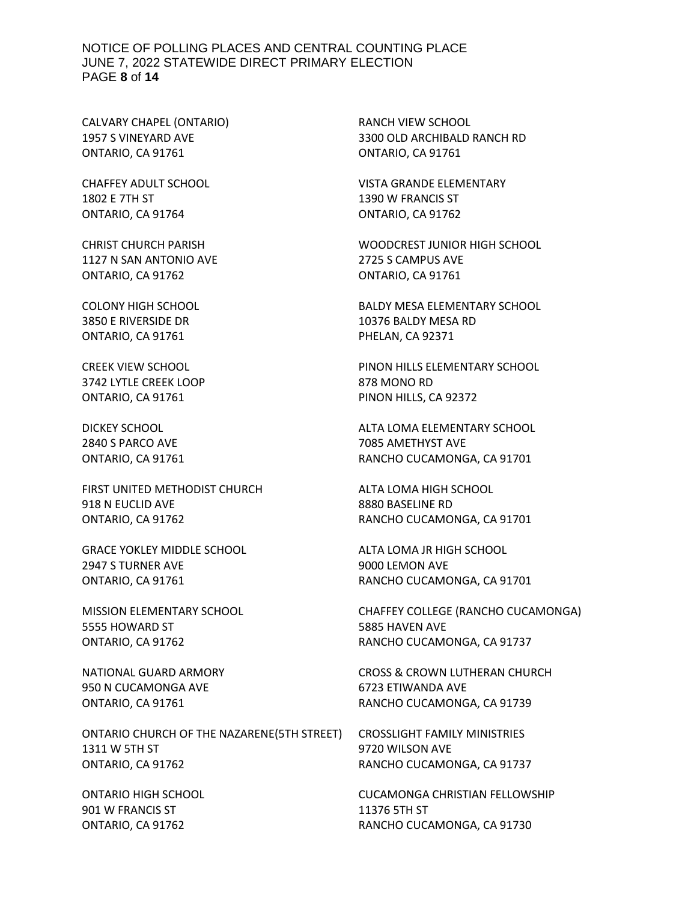CALVARY CHAPEL (ONTARIO)
1957 S VINEYARD AVE
ONTARIO, CA 91761

CHAFFEY ADULT SCHOOL
1802 E 7TH ST
ONTARIO, CA 91764

CHRIST CHURCH PARISH
1127 N SAN ANTONIO AVE
ONTARIO, CA 91762

COLONY HIGH SCHOOL
3850 E RIVERSIDE DR
ONTARIO, CA 91761

CREEK VIEW SCHOOL
3742 LYTLE CREEK LOOP
ONTARIO, CA 91761

DICKEY SCHOOL
2840 S PARCO AVE
ONTARIO, CA 91761

FIRST UNITED METHODIST CHURCH
918 N EUCLID AVE
ONTARIO, CA 91762

GRACE YOKLEY MIDDLE SCHOOL
2947 S TURNER AVE
ONTARIO, CA 91761

MISSION ELEMENTARY SCHOOL
5555 HOWARD ST
ONTARIO, CA 91762

NATIONAL GUARD ARMORY
950 N CUCAMONGA AVE
ONTARIO, CA 91761

ONTARIO CHURCH OF THE NAZARENE(5TH STREET)
1311 W 5TH ST
ONTARIO, CA 91762

ONTARIO HIGH SCHOOL
901 W FRANCIS ST
ONTARIO, CA 91762

RANCH VIEW SCHOOL
3300 OLD ARCHIBALD RANCH RD
ONTARIO, CA 91761

VISTA GRANDE ELEMENTARY
1390 W FRANCIS ST
ONTARIO, CA 91762

WOODCREST JUNIOR HIGH SCHOOL
2725 S CAMPUS AVE
ONTARIO, CA 91761

BALDY MESA ELEMENTARY SCHOOL
10376 BALDY MESA RD
PHELAN, CA 92371

PINON HILLS ELEMENTARY SCHOOL
878 MONO RD
PINON HILLS, CA 92372

ALTA LOMA ELEMENTARY SCHOOL
7085 AMETHYST AVE
RANCHO CUCAMONGA, CA 91701

ALTA LOMA HIGH SCHOOL
8880 BASELINE RD
RANCHO CUCAMONGA, CA 91701

ALTA LOMA JR HIGH SCHOOL
9000 LEMON AVE
RANCHO CUCAMONGA, CA 91701

CHAFFEY COLLEGE (RANCHO CUCAMONGA)
5885 HAVEN AVE
RANCHO CUCAMONGA, CA 91737

CROSS & CROWN LUTHERAN CHURCH
6723 ETIWANDA AVE
RANCHO CUCAMONGA, CA 91739

CROSSLIGHT FAMILY MINISTRIES
9720 WILSON AVE
RANCHO CUCAMONGA, CA 91737

CUCAMONGA CHRISTIAN FELLOWSHIP
11376 5TH ST
RANCHO CUCAMONGA, CA 91730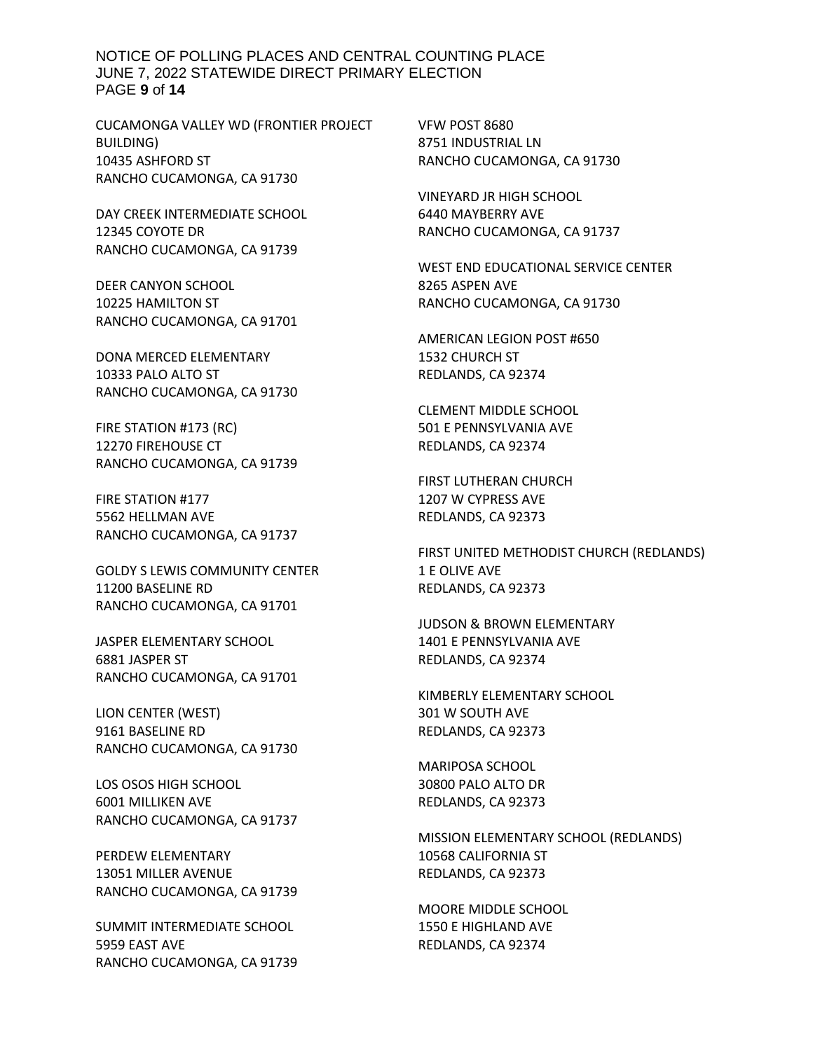CUCAMONGA VALLEY WD (FRONTIER PROJECT BUILDING)
10435 ASHFORD ST
RANCHO CUCAMONGA, CA 91730

DAY CREEK INTERMEDIATE SCHOOL
12345 COYOTE DR
RANCHO CUCAMONGA, CA 91739

DEER CANYON SCHOOL
10225 HAMILTON ST
RANCHO CUCAMONGA, CA 91701

DONA MERCED ELEMENTARY
10333 PALO ALTO ST
RANCHO CUCAMONGA, CA 91730

FIRE STATION #173 (RC)
12270 FIREHOUSE CT
RANCHO CUCAMONGA, CA 91739

FIRE STATION #177
5562 HELLMAN AVE
RANCHO CUCAMONGA, CA 91737

GOLDY S LEWIS COMMUNITY CENTER
11200 BASELINE RD
RANCHO CUCAMONGA, CA 91701

JASPER ELEMENTARY SCHOOL
6881 JASPER ST
RANCHO CUCAMONGA, CA 91701

LION CENTER (WEST)
9161 BASELINE RD
RANCHO CUCAMONGA, CA 91730

LOS OSOS HIGH SCHOOL
6001 MILLIKEN AVE
RANCHO CUCAMONGA, CA 91737

PERDEW ELEMENTARY
13051 MILLER AVENUE
RANCHO CUCAMONGA, CA 91739

SUMMIT INTERMEDIATE SCHOOL
5959 EAST AVE
RANCHO CUCAMONGA, CA 91739

VFW POST 8680
8751 INDUSTRIAL LN
RANCHO CUCAMONGA, CA 91730

VINEYARD JR HIGH SCHOOL
6440 MAYBERRY AVE
RANCHO CUCAMONGA, CA 91737

WEST END EDUCATIONAL SERVICE CENTER
8265 ASPEN AVE
RANCHO CUCAMONGA, CA 91730

AMERICAN LEGION POST #650
1532 CHURCH ST
REDLANDS, CA 92374

CLEMENT MIDDLE SCHOOL
501 E PENNSYLVANIA AVE
REDLANDS, CA 92374

FIRST LUTHERAN CHURCH
1207 W CYPRESS AVE
REDLANDS, CA 92373

FIRST UNITED METHODIST CHURCH (REDLANDS)
1 E OLIVE AVE
REDLANDS, CA 92373

JUDSON & BROWN ELEMENTARY
1401 E PENNSYLVANIA AVE
REDLANDS, CA 92374

KIMBERLY ELEMENTARY SCHOOL
301 W SOUTH AVE
REDLANDS, CA 92373

MARIPOSA SCHOOL
30800 PALO ALTO DR
REDLANDS, CA 92373

MISSION ELEMENTARY SCHOOL (REDLANDS)
10568 CALIFORNIA ST
REDLANDS, CA 92373

MOORE MIDDLE SCHOOL
1550 E HIGHLAND AVE
REDLANDS, CA 92374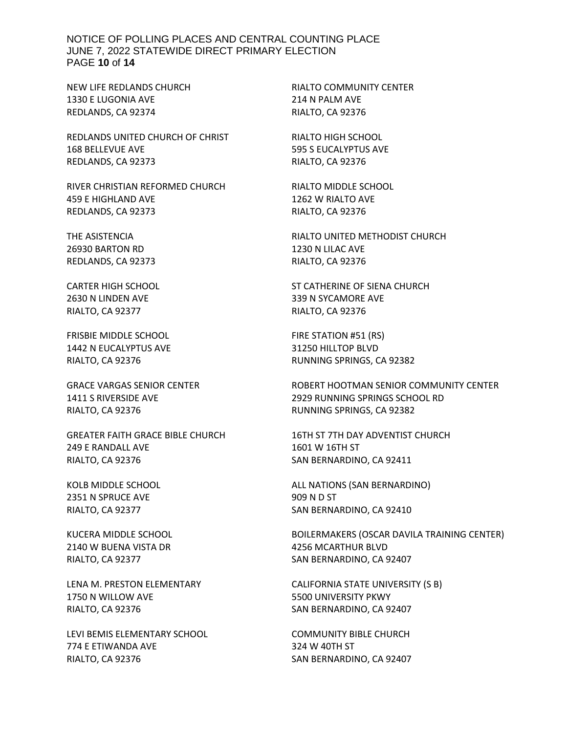NEW LIFE REDLANDS CHURCH
1330 E LUGONIA AVE
REDLANDS, CA 92374

REDLANDS UNITED CHURCH OF CHRIST
168 BELLEVUE AVE
REDLANDS, CA 92373

RIVER CHRISTIAN REFORMED CHURCH
459 E HIGHLAND AVE
REDLANDS, CA 92373

THE ASISTENCIA
26930 BARTON RD
REDLANDS, CA 92373

CARTER HIGH SCHOOL
2630 N LINDEN AVE
RIALTO, CA 92377

FRISBIE MIDDLE SCHOOL
1442 N EUCALYPTUS AVE
RIALTO, CA 92376

GRACE VARGAS SENIOR CENTER
1411 S RIVERSIDE AVE
RIALTO, CA 92376

GREATER FAITH GRACE BIBLE CHURCH
249 E RANDALL AVE
RIALTO, CA 92376

KOLB MIDDLE SCHOOL
2351 N SPRUCE AVE
RIALTO, CA 92377

KUCERA MIDDLE SCHOOL
2140 W BUENA VISTA DR
RIALTO, CA 92377

LENA M. PRESTON ELEMENTARY
1750 N WILLOW AVE
RIALTO, CA 92376

LEVI BEMIS ELEMENTARY SCHOOL
774 E ETIWANDA AVE
RIALTO, CA 92376

RIALTO COMMUNITY CENTER
214 N PALM AVE
RIALTO, CA 92376

RIALTO HIGH SCHOOL
595 S EUCALYPTUS AVE
RIALTO, CA 92376

RIALTO MIDDLE SCHOOL
1262 W RIALTO AVE
RIALTO, CA 92376

RIALTO UNITED METHODIST CHURCH
1230 N LILAC AVE
RIALTO, CA 92376

ST CATHERINE OF SIENA CHURCH
339 N SYCAMORE AVE
RIALTO, CA 92376

FIRE STATION #51 (RS)
31250 HILLTOP BLVD
RUNNING SPRINGS, CA 92382

ROBERT HOOTMAN SENIOR COMMUNITY CENTER
2929 RUNNING SPRINGS SCHOOL RD
RUNNING SPRINGS, CA 92382

16TH ST 7TH DAY ADVENTIST CHURCH
1601 W 16TH ST
SAN BERNARDINO, CA 92411

ALL NATIONS (SAN BERNARDINO)
909 N D ST
SAN BERNARDINO, CA 92410

BOILERMAKERS (OSCAR DAVILA TRAINING CENTER)
4256 MCARTHUR BLVD
SAN BERNARDINO, CA 92407

CALIFORNIA STATE UNIVERSITY (S B)
5500 UNIVERSITY PKWY
SAN BERNARDINO, CA 92407

COMMUNITY BIBLE CHURCH
324 W 40TH ST
SAN BERNARDINO, CA 92407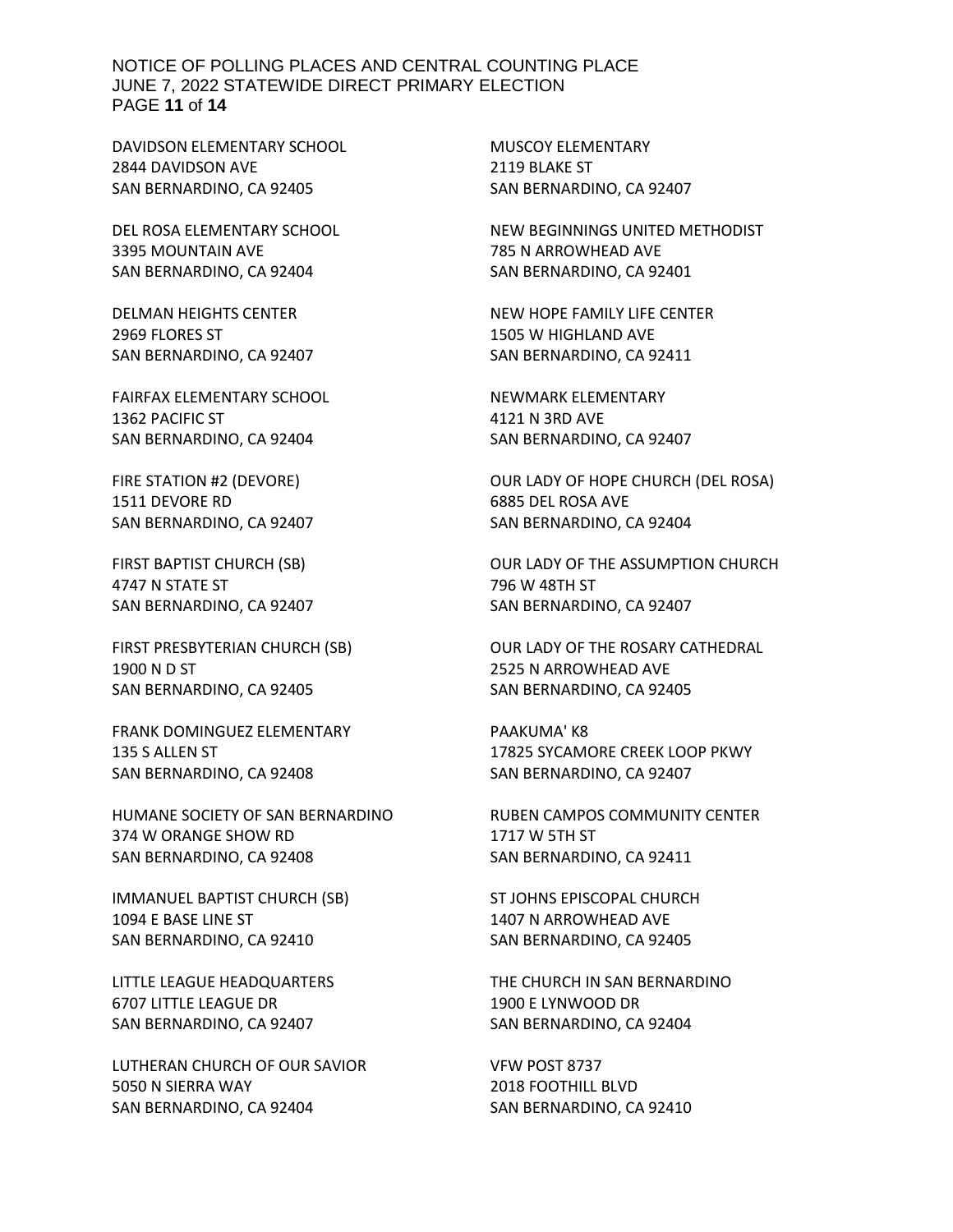DAVIDSON ELEMENTARY SCHOOL
2844 DAVIDSON AVE
SAN BERNARDINO, CA 92405

DEL ROSA ELEMENTARY SCHOOL
3395 MOUNTAIN AVE
SAN BERNARDINO, CA 92404

DELMAN HEIGHTS CENTER
2969 FLORES ST
SAN BERNARDINO, CA 92407

FAIRFAX ELEMENTARY SCHOOL
1362 PACIFIC ST
SAN BERNARDINO, CA 92404

FIRE STATION #2 (DEVORE)
1511 DEVORE RD
SAN BERNARDINO, CA 92407

FIRST BAPTIST CHURCH (SB)
4747 N STATE ST
SAN BERNARDINO, CA 92407

FIRST PRESBYTERIAN CHURCH (SB)
1900 N D ST
SAN BERNARDINO, CA 92405

FRANK DOMINGUEZ ELEMENTARY
135 S ALLEN ST
SAN BERNARDINO, CA 92408

HUMANE SOCIETY OF SAN BERNARDINO
374 W ORANGE SHOW RD
SAN BERNARDINO, CA 92408

IMMANUEL BAPTIST CHURCH (SB)
1094 E BASE LINE ST
SAN BERNARDINO, CA 92410

LITTLE LEAGUE HEADQUARTERS
6707 LITTLE LEAGUE DR
SAN BERNARDINO, CA 92407

LUTHERAN CHURCH OF OUR SAVIOR
5050 N SIERRA WAY
SAN BERNARDINO, CA 92404

MUSCOY ELEMENTARY
2119 BLAKE ST
SAN BERNARDINO, CA 92407

NEW BEGINNINGS UNITED METHODIST
785 N ARROWHEAD AVE
SAN BERNARDINO, CA 92401

NEW HOPE FAMILY LIFE CENTER
1505 W HIGHLAND AVE
SAN BERNARDINO, CA 92411

NEWMARK ELEMENTARY
4121 N 3RD AVE
SAN BERNARDINO, CA 92407

OUR LADY OF HOPE CHURCH (DEL ROSA)
6885 DEL ROSA AVE
SAN BERNARDINO, CA 92404

OUR LADY OF THE ASSUMPTION CHURCH
796 W 48TH ST
SAN BERNARDINO, CA 92407

OUR LADY OF THE ROSARY CATHEDRAL
2525 N ARROWHEAD AVE
SAN BERNARDINO, CA 92405

PAAKUMA' K8
17825 SYCAMORE CREEK LOOP PKWY
SAN BERNARDINO, CA 92407

RUBEN CAMPOS COMMUNITY CENTER
1717 W 5TH ST
SAN BERNARDINO, CA 92411

ST JOHNS EPISCOPAL CHURCH
1407 N ARROWHEAD AVE
SAN BERNARDINO, CA 92405

THE CHURCH IN SAN BERNARDINO
1900 E LYNWOOD DR
SAN BERNARDINO, CA 92404

VFW POST 8737
2018 FOOTHILL BLVD
SAN BERNARDINO, CA 92410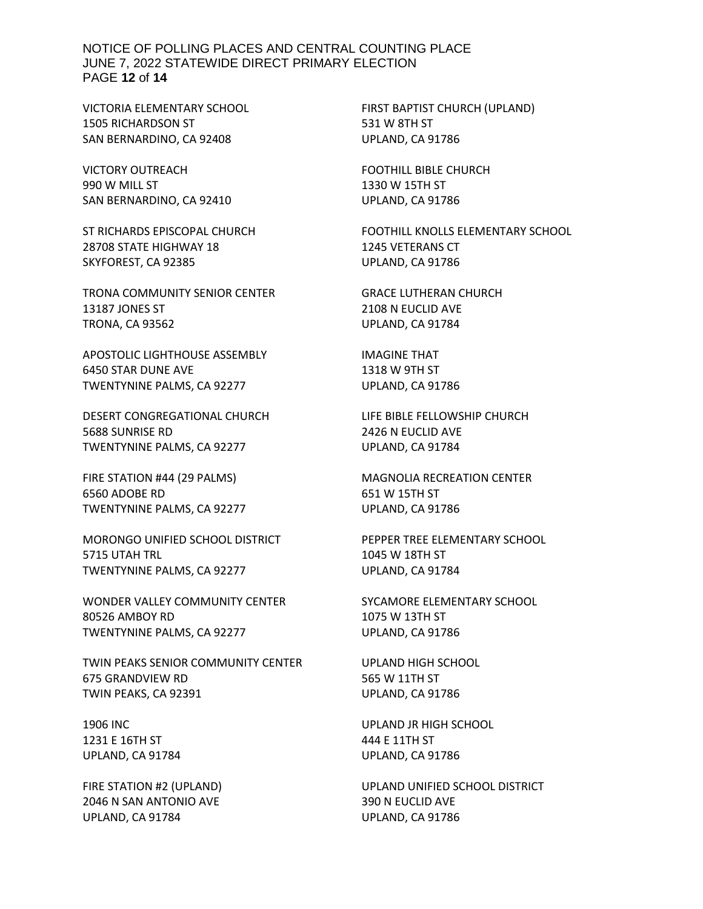VICTORIA ELEMENTARY SCHOOL
1505 RICHARDSON ST
SAN BERNARDINO, CA 92408

VICTORY OUTREACH
990 W MILL ST
SAN BERNARDINO, CA 92410

ST RICHARDS EPISCOPAL CHURCH
28708 STATE HIGHWAY 18
SKYFOREST, CA 92385

TRONA COMMUNITY SENIOR CENTER
13187 JONES ST
TRONA, CA 93562

APOSTOLIC LIGHTHOUSE ASSEMBLY
6450 STAR DUNE AVE
TWENTYNINE PALMS, CA 92277

DESERT CONGREGATIONAL CHURCH
5688 SUNRISE RD
TWENTYNINE PALMS, CA 92277

FIRE STATION #44 (29 PALMS)
6560 ADOBE RD
TWENTYNINE PALMS, CA 92277

MORONGO UNIFIED SCHOOL DISTRICT
5715 UTAH TRL
TWENTYNINE PALMS, CA 92277

WONDER VALLEY COMMUNITY CENTER
80526 AMBOY RD
TWENTYNINE PALMS, CA 92277

TWIN PEAKS SENIOR COMMUNITY CENTER
675 GRANDVIEW RD
TWIN PEAKS, CA 92391

1906 INC
1231 E 16TH ST
UPLAND, CA 91784

FIRE STATION #2 (UPLAND)
2046 N SAN ANTONIO AVE
UPLAND, CA 91784

FIRST BAPTIST CHURCH (UPLAND)
531 W 8TH ST
UPLAND, CA 91786

FOOTHILL BIBLE CHURCH
1330 W 15TH ST
UPLAND, CA 91786

FOOTHILL KNOLLS ELEMENTARY SCHOOL
1245 VETERANS CT
UPLAND, CA 91786

GRACE LUTHERAN CHURCH
2108 N EUCLID AVE
UPLAND, CA 91784

IMAGINE THAT
1318 W 9TH ST
UPLAND, CA 91786

LIFE BIBLE FELLOWSHIP CHURCH
2426 N EUCLID AVE
UPLAND, CA 91784

MAGNOLIA RECREATION CENTER
651 W 15TH ST
UPLAND, CA 91786

PEPPER TREE ELEMENTARY SCHOOL
1045 W 18TH ST
UPLAND, CA 91784

SYCAMORE ELEMENTARY SCHOOL
1075 W 13TH ST
UPLAND, CA 91786

UPLAND HIGH SCHOOL
565 W 11TH ST
UPLAND, CA 91786

UPLAND JR HIGH SCHOOL
444 E 11TH ST
UPLAND, CA 91786

UPLAND UNIFIED SCHOOL DISTRICT
390 N EUCLID AVE
UPLAND, CA 91786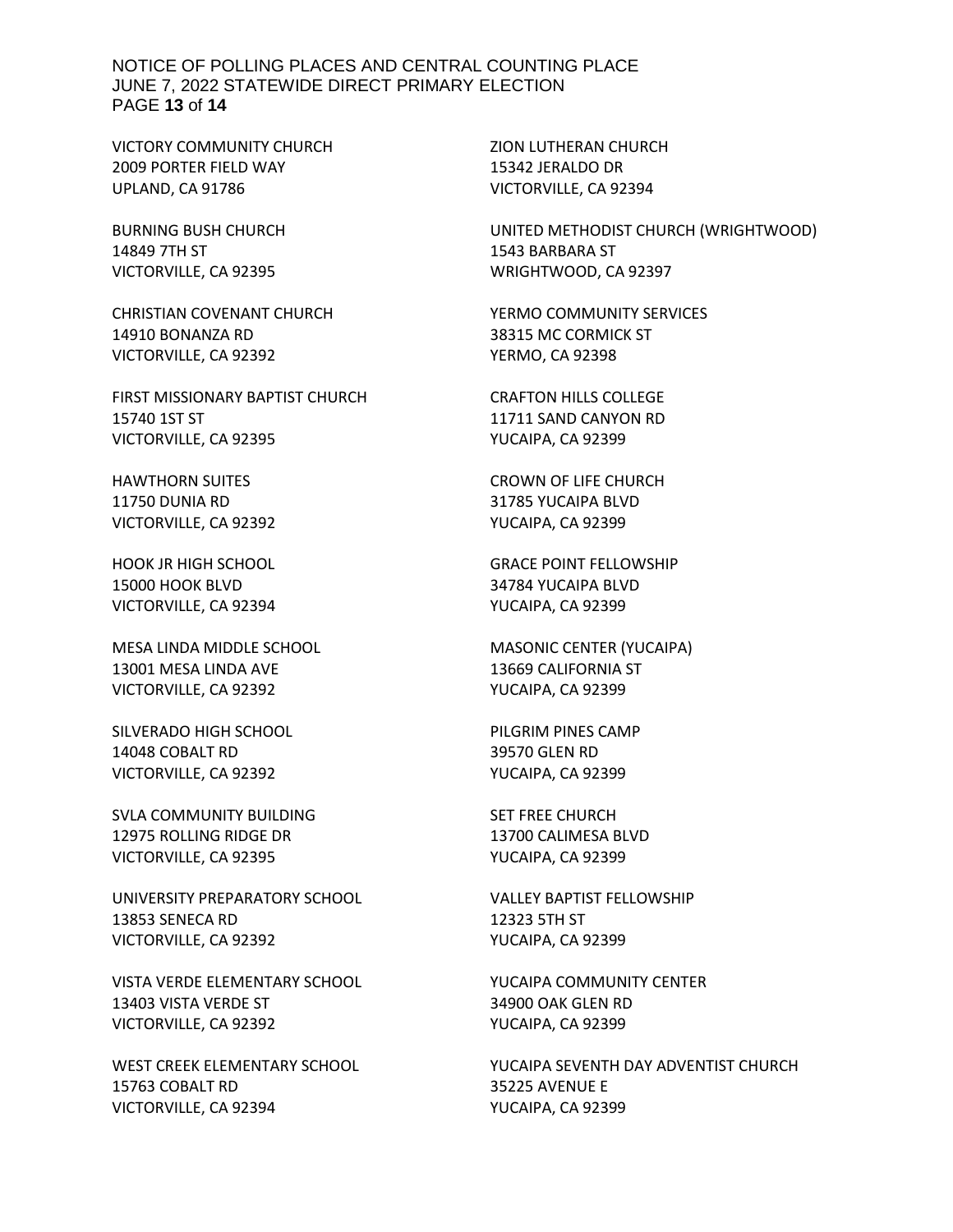VICTORY COMMUNITY CHURCH
2009 PORTER FIELD WAY
UPLAND, CA 91786

BURNING BUSH CHURCH
14849 7TH ST
VICTORVILLE, CA 92395

CHRISTIAN COVENANT CHURCH
14910 BONANZA RD
VICTORVILLE, CA 92392

FIRST MISSIONARY BAPTIST CHURCH
15740 1ST ST
VICTORVILLE, CA 92395

HAWTHORN SUITES
11750 DUNIA RD
VICTORVILLE, CA 92392

HOOK JR HIGH SCHOOL
15000 HOOK BLVD
VICTORVILLE, CA 92394

MESA LINDA MIDDLE SCHOOL
13001 MESA LINDA AVE
VICTORVILLE, CA 92392

SILVERADO HIGH SCHOOL
14048 COBALT RD
VICTORVILLE, CA 92392

SVLA COMMUNITY BUILDING
12975 ROLLING RIDGE DR
VICTORVILLE, CA 92395

UNIVERSITY PREPARATORY SCHOOL
13853 SENECA RD
VICTORVILLE, CA 92392

VISTA VERDE ELEMENTARY SCHOOL
13403 VISTA VERDE ST
VICTORVILLE, CA 92392

WEST CREEK ELEMENTARY SCHOOL
15763 COBALT RD
VICTORVILLE, CA 92394

ZION LUTHERAN CHURCH
15342 JERALDO DR
VICTORVILLE, CA 92394

UNITED METHODIST CHURCH (WRIGHTWOOD)
1543 BARBARA ST
WRIGHTWOOD, CA 92397

YERMO COMMUNITY SERVICES
38315 MC CORMICK ST
YERMO, CA 92398

CRAFTON HILLS COLLEGE
11711 SAND CANYON RD
YUCAIPA, CA 92399

CROWN OF LIFE CHURCH
31785 YUCAIPA BLVD
YUCAIPA, CA 92399

GRACE POINT FELLOWSHIP
34784 YUCAIPA BLVD
YUCAIPA, CA 92399

MASONIC CENTER (YUCAIPA)
13669 CALIFORNIA ST
YUCAIPA, CA 92399

PILGRIM PINES CAMP
39570 GLEN RD
YUCAIPA, CA 92399

SET FREE CHURCH
13700 CALIMESA BLVD
YUCAIPA, CA 92399

VALLEY BAPTIST FELLOWSHIP
12323 5TH ST
YUCAIPA, CA 92399

YUCAIPA COMMUNITY CENTER
34900 OAK GLEN RD
YUCAIPA, CA 92399

YUCAIPA SEVENTH DAY ADVENTIST CHURCH
35225 AVENUE E
YUCAIPA, CA 92399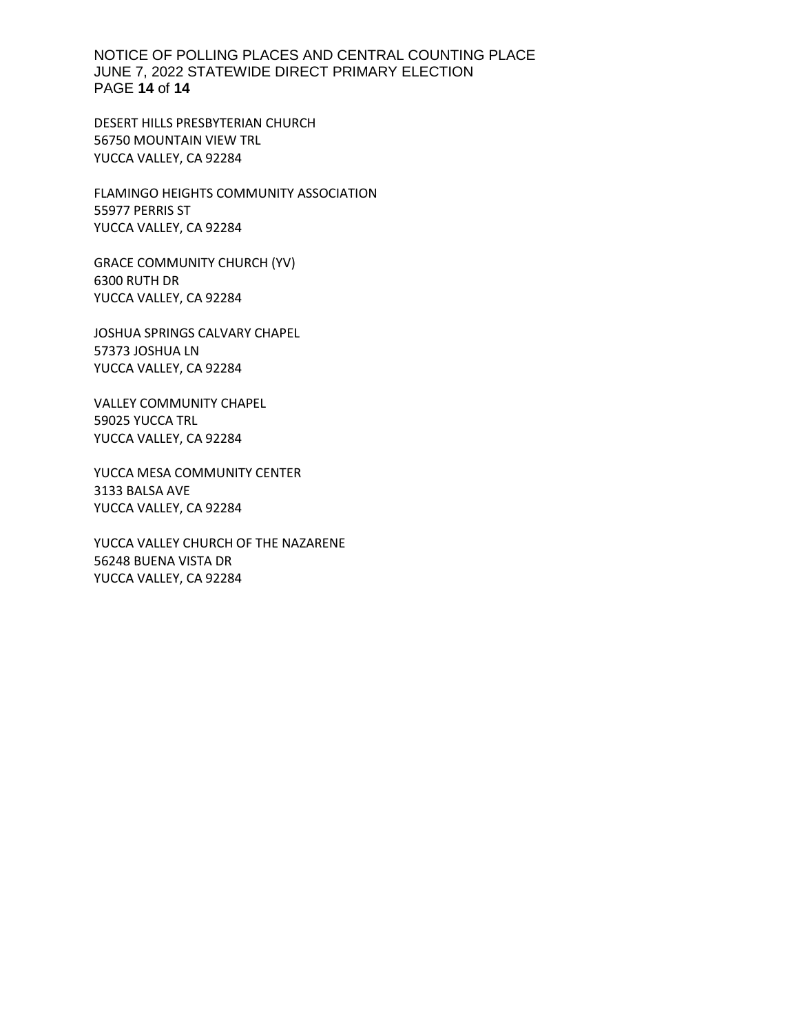DESERT HILLS PRESBYTERIAN CHURCH
56750 MOUNTAIN VIEW TRL
YUCCA VALLEY, CA 92284

FLAMINGO HEIGHTS COMMUNITY ASSOCIATION
55977 PERRIS ST
YUCCA VALLEY, CA 92284

GRACE COMMUNITY CHURCH (YV)
6300 RUTH DR
YUCCA VALLEY, CA 92284

JOSHUA SPRINGS CALVARY CHAPEL
57373 JOSHUA LN
YUCCA VALLEY, CA 92284

VALLEY COMMUNITY CHAPEL
59025 YUCCA TRL
YUCCA VALLEY, CA 92284

YUCCA MESA COMMUNITY CENTER
3133 BALSA AVE
YUCCA VALLEY, CA 92284

YUCCA VALLEY CHURCH OF THE NAZARENE
56248 BUENA VISTA DR
YUCCA VALLEY, CA 92284